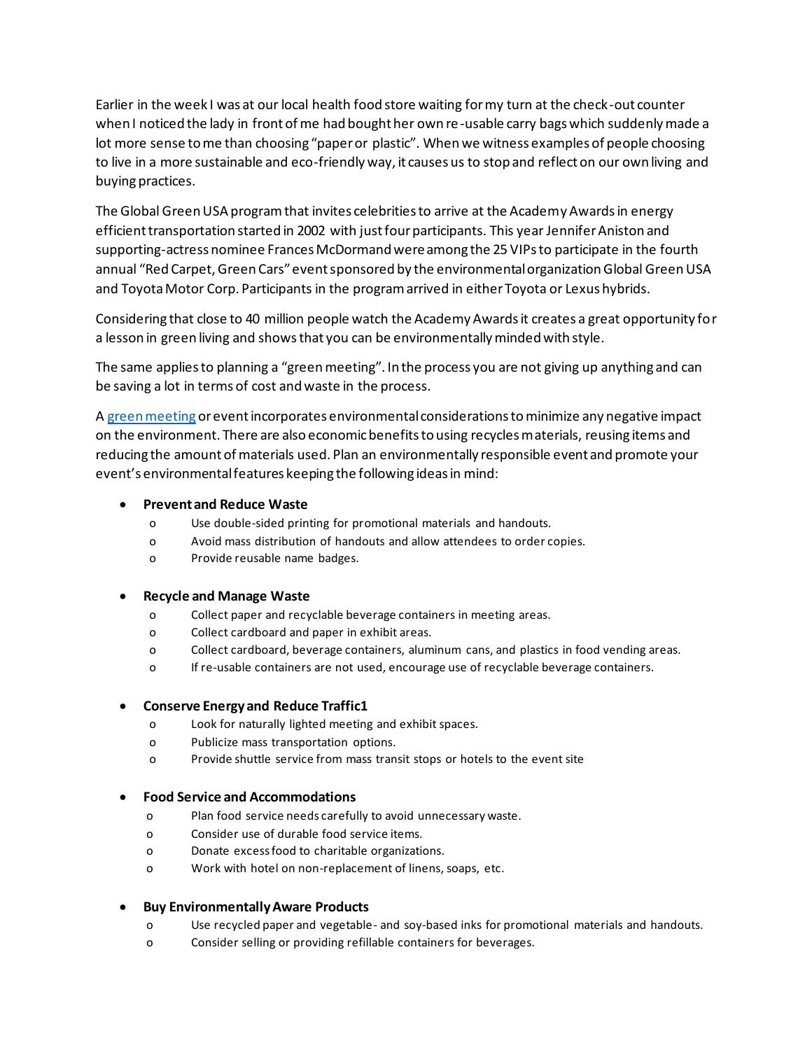Earlier in the week I was at our local health food store waiting for my turn at the check-out counter when I noticed the lady in front of me had bought her own re-usable carry bags which suddenly made a lot more sense to me than choosing "paper or plastic". When we witness examples of people choosing to live in a more sustainable and eco-friendly way, it causes us to stop and reflect on our own living and buying practices.

The Global Green USA program that invites celebrities to arrive at the Academy Awards in energy efficient transportation started in 2002 with just four participants. This year Jennifer Aniston and supporting-actress nominee Frances McDormand were among the 25 VIPs to participate in the fourth annual "Red Carpet, Green Cars" event sponsored by the environmental organization Global Green USA and Toyota Motor Corp. Participants in the program arrived in either Toyota or Lexus hybrids.

Considering that close to 40 million people watch the Academy Awards it creates a great opportunity for a lesson in green living and shows that you can be environmentally minded with style.

The same applies to planning a "green meeting". In the process you are not giving up anything and can be saving a lot in terms of cost and waste in the process.

A green meeting or event incorporates environmental considerations to minimize any negative impact on the environment. There are also economic benefits to using recycles materials, reusing items and reducing the amount of materials used. Plan an environmentally responsible event and promote your event's environmental features keeping the following ideas in mind:

- **Prevent and Reduce Waste**
  - Use double-sided printing for promotional materials and handouts.
  - Avoid mass distribution of handouts and allow attendees to order copies.
  - Provide reusable name badges.

- **Recycle and Manage Waste**
  - Collect paper and recyclable beverage containers in meeting areas.
  - Collect cardboard and paper in exhibit areas.
  - Collect cardboard, beverage containers, aluminum cans, and plastics in food vending areas.
  - If re-usable containers are not used, encourage use of recyclable beverage containers.

- **Conserve Energy and Reduce Traffic1**
  - Look for naturally lighted meeting and exhibit spaces.
  - Publicize mass transportation options.
  - Provide shuttle service from mass transit stops or hotels to the event site

- **Food Service and Accommodations**
  - Plan food service needs carefully to avoid unnecessary waste.
  - Consider use of durable food service items.
  - Donate excess food to charitable organizations.
  - Work with hotel on non-replacement of linens, soaps, etc.

- **Buy Environmentally Aware Products**
  - Use recycled paper and vegetable- and soy-based inks for promotional materials and handouts.
  - Consider selling or providing refillable containers for beverages.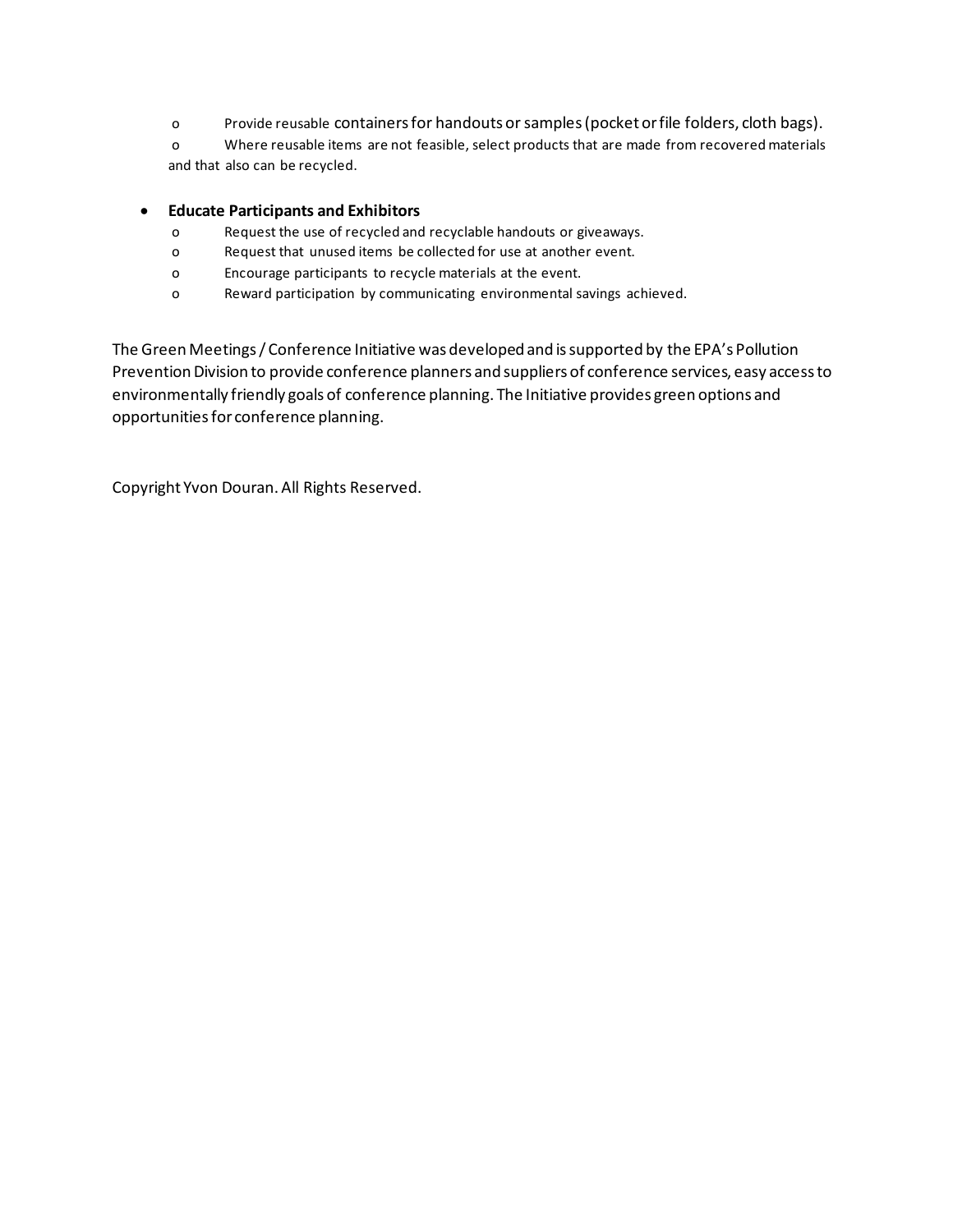- Provide reusable containers for handouts or samples (pocket or file folders, cloth bags).
- Where reusable items are not feasible, select products that are made from recovered materials and that also can be recycled.

- **Educate Participants and Exhibitors**
  - Request the use of recycled and recyclable handouts or giveaways.
  - Request that unused items be collected for use at another event.
  - Encourage participants to recycle materials at the event.
  - Reward participation by communicating environmental savings achieved.

The Green Meetings / Conference Initiative was developed and is supported by the EPA's Pollution Prevention Division to provide conference planners and suppliers of conference services, easy access to environmentally friendly goals of conference planning. The Initiative provides green options and opportunities for conference planning.

Copyright Yvon Douran. All Rights Reserved.